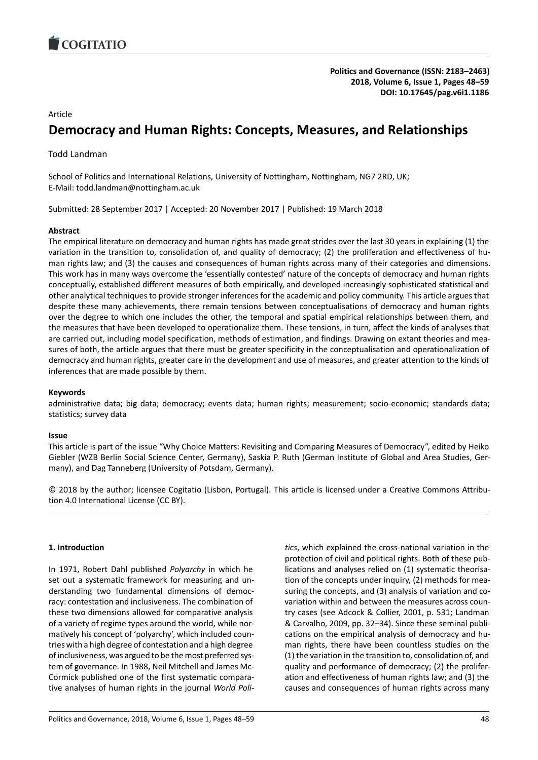Article

# Democracy and Human Rights: Concepts, Measures, and Relationships

Todd Landman

School of Politics and International Relations, University of Nottingham, Nottingham, NG7 2RD, UK;
E-Mail: todd.landman@nottingham.ac.uk

Submitted: 28 September 2017 | Accepted: 20 November 2017 | Published: 19 March 2018

### Abstract

The empirical literature on democracy and human rights has made great strides over the last 30 years in explaining (1) the variation in the transition to, consolidation of, and quality of democracy; (2) the proliferation and effectiveness of human rights law; and (3) the causes and consequences of human rights across many of their categories and dimensions. This work has in many ways overcome the 'essentially contested' nature of the concepts of democracy and human rights conceptually, established different measures of both empirically, and developed increasingly sophisticated statistical and other analytical techniques to provide stronger inferences for the academic and policy community. This article argues that despite these many achievements, there remain tensions between conceptualisations of democracy and human rights over the degree to which one includes the other, the temporal and spatial empirical relationships between them, and the measures that have been developed to operationalize them. These tensions, in turn, affect the kinds of analyses that are carried out, including model specification, methods of estimation, and findings. Drawing on extant theories and measures of both, the article argues that there must be greater specificity in the conceptualisation and operationalization of democracy and human rights, greater care in the development and use of measures, and greater attention to the kinds of inferences that are made possible by them.

### Keywords

administrative data; big data; democracy; events data; human rights; measurement; socio-economic; standards data; statistics; survey data

### Issue

This article is part of the issue "Why Choice Matters: Revisiting and Comparing Measures of Democracy", edited by Heiko Giebler (WZB Berlin Social Science Center, Germany), Saskia P. Ruth (German Institute of Global and Area Studies, Germany), and Dag Tanneberg (University of Potsdam, Germany).

© 2018 by the author; licensee Cogitatio (Lisbon, Portugal). This article is licensed under a Creative Commons Attribution 4.0 International License (CC BY).

## 1. Introduction

In 1971, Robert Dahl published *Polyarchy* in which he set out a systematic framework for measuring and understanding two fundamental dimensions of democracy: contestation and inclusiveness. The combination of these two dimensions allowed for comparative analysis of a variety of regime types around the world, while normatively his concept of 'polyarchy', which included countries with a high degree of contestation and a high degree of inclusiveness, was argued to be the most preferred system of governance. In 1988, Neil Mitchell and James McCormick published one of the first systematic comparative analyses of human rights in the journal *World Politics*, which explained the cross-national variation in the protection of civil and political rights. Both of these publications and analyses relied on (1) systematic theorisation of the concepts under inquiry, (2) methods for measuring the concepts, and (3) analysis of variation and co-variation within and between the measures across country cases (see Adcock & Collier, 2001, p. 531; Landman & Carvalho, 2009, pp. 32–34). Since these seminal publications on the empirical analysis of democracy and human rights, there have been countless studies on the (1) the variation in the transition to, consolidation of, and quality and performance of democracy; (2) the proliferation and effectiveness of human rights law; and (3) the causes and consequences of human rights across many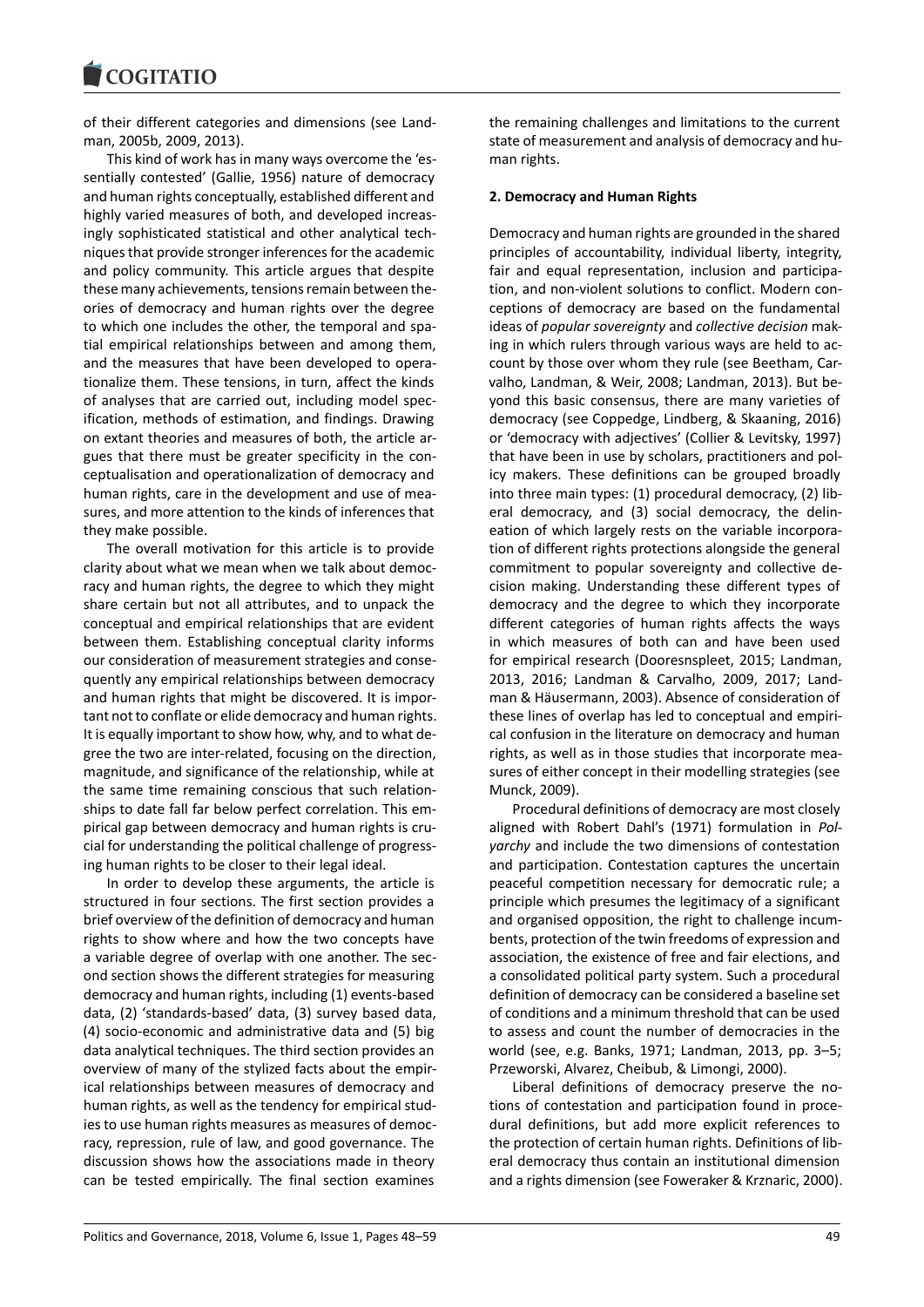of their different categories and dimensions (see Landman, 2005b, 2009, 2013).

This kind of work has in many ways overcome the 'essentially contested' (Gallie, 1956) nature of democracy and human rights conceptually, established different and highly varied measures of both, and developed increasingly sophisticated statistical and other analytical techniques that provide stronger inferences for the academic and policy community. This article argues that despite these many achievements, tensions remain between theories of democracy and human rights over the degree to which one includes the other, the temporal and spatial empirical relationships between and among them, and the measures that have been developed to operationalize them. These tensions, in turn, affect the kinds of analyses that are carried out, including model specification, methods of estimation, and findings. Drawing on extant theories and measures of both, the article argues that there must be greater specificity in the conceptualisation and operationalization of democracy and human rights, care in the development and use of measures, and more attention to the kinds of inferences that they make possible.

The overall motivation for this article is to provide clarity about what we mean when we talk about democracy and human rights, the degree to which they might share certain but not all attributes, and to unpack the conceptual and empirical relationships that are evident between them. Establishing conceptual clarity informs our consideration of measurement strategies and consequently any empirical relationships between democracy and human rights that might be discovered. It is important not to conflate or elide democracy and human rights. It is equally important to show how, why, and to what degree the two are inter-related, focusing on the direction, magnitude, and significance of the relationship, while at the same time remaining conscious that such relationships to date fall far below perfect correlation. This empirical gap between democracy and human rights is crucial for understanding the political challenge of progressing human rights to be closer to their legal ideal.

In order to develop these arguments, the article is structured in four sections. The first section provides a brief overview of the definition of democracy and human rights to show where and how the two concepts have a variable degree of overlap with one another. The second section shows the different strategies for measuring democracy and human rights, including (1) events-based data, (2) 'standards-based' data, (3) survey based data, (4) socio-economic and administrative data and (5) big data analytical techniques. The third section provides an overview of many of the stylized facts about the empirical relationships between measures of democracy and human rights, as well as the tendency for empirical studies to use human rights measures as measures of democracy, repression, rule of law, and good governance. The discussion shows how the associations made in theory can be tested empirically. The final section examines the remaining challenges and limitations to the current state of measurement and analysis of democracy and human rights.

## 2. Democracy and Human Rights

Democracy and human rights are grounded in the shared principles of accountability, individual liberty, integrity, fair and equal representation, inclusion and participation, and non-violent solutions to conflict. Modern conceptions of democracy are based on the fundamental ideas of *popular sovereignty* and *collective decision* making in which rulers through various ways are held to account by those over whom they rule (see Beetham, Carvalho, Landman, & Weir, 2008; Landman, 2013). But beyond this basic consensus, there are many varieties of democracy (see Coppedge, Lindberg, & Skaaning, 2016) or 'democracy with adjectives' (Collier & Levitsky, 1997) that have been in use by scholars, practitioners and policy makers. These definitions can be grouped broadly into three main types: (1) procedural democracy, (2) liberal democracy, and (3) social democracy, the delineation of which largely rests on the variable incorporation of different rights protections alongside the general commitment to popular sovereignty and collective decision making. Understanding these different types of democracy and the degree to which they incorporate different categories of human rights affects the ways in which measures of both can and have been used for empirical research (Dooresnspleet, 2015; Landman, 2013, 2016; Landman & Carvalho, 2009, 2017; Landman & Häusermann, 2003). Absence of consideration of these lines of overlap has led to conceptual and empirical confusion in the literature on democracy and human rights, as well as in those studies that incorporate measures of either concept in their modelling strategies (see Munck, 2009).

Procedural definitions of democracy are most closely aligned with Robert Dahl's (1971) formulation in *Polyarchy* and include the two dimensions of contestation and participation. Contestation captures the uncertain peaceful competition necessary for democratic rule; a principle which presumes the legitimacy of a significant and organised opposition, the right to challenge incumbents, protection of the twin freedoms of expression and association, the existence of free and fair elections, and a consolidated political party system. Such a procedural definition of democracy can be considered a baseline set of conditions and a minimum threshold that can be used to assess and count the number of democracies in the world (see, e.g. Banks, 1971; Landman, 2013, pp. 3–5; Przeworski, Alvarez, Cheibub, & Limongi, 2000).

Liberal definitions of democracy preserve the notions of contestation and participation found in procedural definitions, but add more explicit references to the protection of certain human rights. Definitions of liberal democracy thus contain an institutional dimension and a rights dimension (see Foweraker & Krznaric, 2000).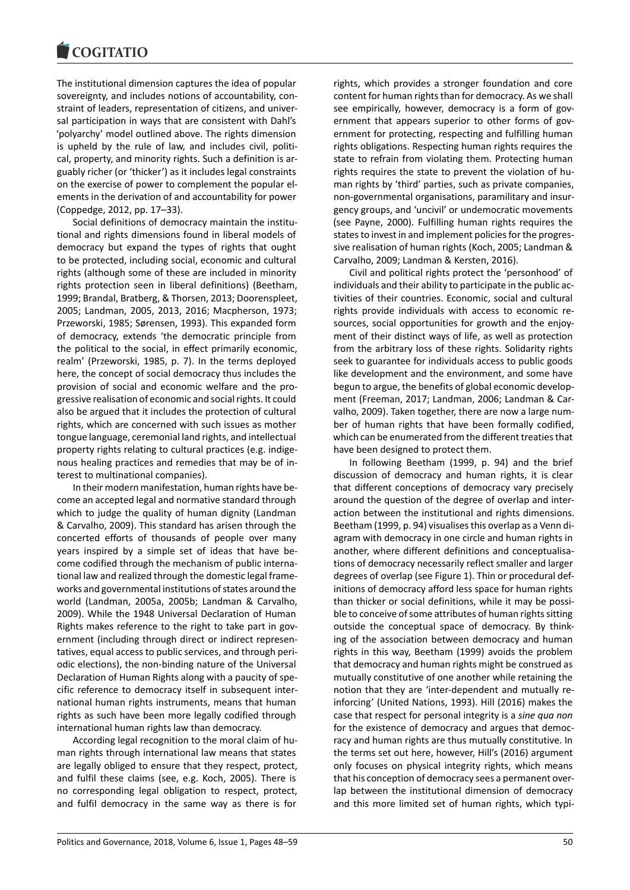The institutional dimension captures the idea of popular sovereignty, and includes notions of accountability, constraint of leaders, representation of citizens, and universal participation in ways that are consistent with Dahl's 'polyarchy' model outlined above. The rights dimension is upheld by the rule of law, and includes civil, political, property, and minority rights. Such a definition is arguably richer (or 'thicker') as it includes legal constraints on the exercise of power to complement the popular elements in the derivation of and accountability for power (Coppedge, 2012, pp. 17–33).

Social definitions of democracy maintain the institutional and rights dimensions found in liberal models of democracy but expand the types of rights that ought to be protected, including social, economic and cultural rights (although some of these are included in minority rights protection seen in liberal definitions) (Beetham, 1999; Brandal, Bratberg, & Thorsen, 2013; Doorenspleet, 2005; Landman, 2005, 2013, 2016; Macpherson, 1973; Przeworski, 1985; Sørensen, 1993). This expanded form of democracy, extends 'the democratic principle from the political to the social, in effect primarily economic, realm' (Przeworski, 1985, p. 7). In the terms deployed here, the concept of social democracy thus includes the provision of social and economic welfare and the progressive realisation of economic and social rights. It could also be argued that it includes the protection of cultural rights, which are concerned with such issues as mother tongue language, ceremonial land rights, and intellectual property rights relating to cultural practices (e.g. indigenous healing practices and remedies that may be of interest to multinational companies).

In their modern manifestation, human rights have become an accepted legal and normative standard through which to judge the quality of human dignity (Landman & Carvalho, 2009). This standard has arisen through the concerted efforts of thousands of people over many years inspired by a simple set of ideas that have become codified through the mechanism of public international law and realized through the domestic legal frameworks and governmental institutions of states around the world (Landman, 2005a, 2005b; Landman & Carvalho, 2009). While the 1948 Universal Declaration of Human Rights makes reference to the right to take part in government (including through direct or indirect representatives, equal access to public services, and through periodic elections), the non-binding nature of the Universal Declaration of Human Rights along with a paucity of specific reference to democracy itself in subsequent international human rights instruments, means that human rights as such have been more legally codified through international human rights law than democracy.

According legal recognition to the moral claim of human rights through international law means that states are legally obliged to ensure that they respect, protect, and fulfil these claims (see, e.g. Koch, 2005). There is no corresponding legal obligation to respect, protect, and fulfil democracy in the same way as there is for rights, which provides a stronger foundation and core content for human rights than for democracy. As we shall see empirically, however, democracy is a form of government that appears superior to other forms of government for protecting, respecting and fulfilling human rights obligations. Respecting human rights requires the state to refrain from violating them. Protecting human rights requires the state to prevent the violation of human rights by 'third' parties, such as private companies, non-governmental organisations, paramilitary and insurgency groups, and 'uncivil' or undemocratic movements (see Payne, 2000). Fulfilling human rights requires the states to invest in and implement policies for the progressive realisation of human rights (Koch, 2005; Landman & Carvalho, 2009; Landman & Kersten, 2016).

Civil and political rights protect the 'personhood' of individuals and their ability to participate in the public activities of their countries. Economic, social and cultural rights provide individuals with access to economic resources, social opportunities for growth and the enjoyment of their distinct ways of life, as well as protection from the arbitrary loss of these rights. Solidarity rights seek to guarantee for individuals access to public goods like development and the environment, and some have begun to argue, the benefits of global economic development (Freeman, 2017; Landman, 2006; Landman & Carvalho, 2009). Taken together, there are now a large number of human rights that have been formally codified, which can be enumerated from the different treaties that have been designed to protect them.

In following Beetham (1999, p. 94) and the brief discussion of democracy and human rights, it is clear that different conceptions of democracy vary precisely around the question of the degree of overlap and interaction between the institutional and rights dimensions. Beetham (1999, p. 94) visualises this overlap as a Venn diagram with democracy in one circle and human rights in another, where different definitions and conceptualisations of democracy necessarily reflect smaller and larger degrees of overlap (see Figure 1). Thin or procedural definitions of democracy afford less space for human rights than thicker or social definitions, while it may be possible to conceive of some attributes of human rights sitting outside the conceptual space of democracy. By thinking of the association between democracy and human rights in this way, Beetham (1999) avoids the problem that democracy and human rights might be construed as mutually constitutive of one another while retaining the notion that they are 'inter-dependent and mutually reinforcing' (United Nations, 1993). Hill (2016) makes the case that respect for personal integrity is a *sine qua non* for the existence of democracy and argues that democracy and human rights are thus mutually constitutive. In the terms set out here, however, Hill's (2016) argument only focuses on physical integrity rights, which means that his conception of democracy sees a permanent overlap between the institutional dimension of democracy and this more limited set of human rights, which typi-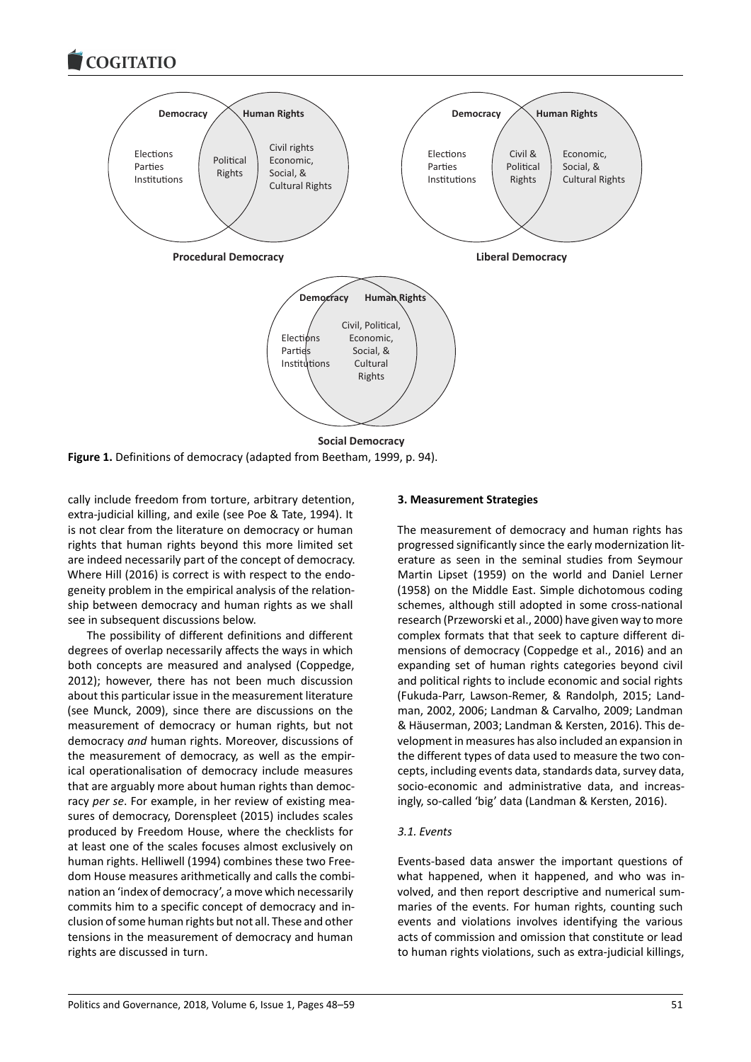**Figure 1.** Definitions of democracy (adapted from Beetham, 1999, p. 94).

cally include freedom from torture, arbitrary detention, extra-judicial killing, and exile (see Poe & Tate, 1994). It is not clear from the literature on democracy or human rights that human rights beyond this more limited set are indeed necessarily part of the concept of democracy. Where Hill (2016) is correct is with respect to the endogeneity problem in the empirical analysis of the relationship between democracy and human rights as we shall see in subsequent discussions below.

The possibility of different definitions and different degrees of overlap necessarily affects the ways in which both concepts are measured and analysed (Coppedge, 2012); however, there has not been much discussion about this particular issue in the measurement literature (see Munck, 2009), since there are discussions on the measurement of democracy or human rights, but not democracy *and* human rights. Moreover, discussions of the measurement of democracy, as well as the empirical operationalisation of democracy include measures that are arguably more about human rights than democracy *per se*. For example, in her review of existing measures of democracy, Dorenspleet (2015) includes scales produced by Freedom House, where the checklists for at least one of the scales focuses almost exclusively on human rights. Helliwell (1994) combines these two Freedom House measures arithmetically and calls the combination an 'index of democracy', a move which necessarily commits him to a specific concept of democracy and inclusion of some human rights but not all. These and other tensions in the measurement of democracy and human rights are discussed in turn.

## 3. Measurement Strategies

The measurement of democracy and human rights has progressed significantly since the early modernization literature as seen in the seminal studies from Seymour Martin Lipset (1959) on the world and Daniel Lerner (1958) on the Middle East. Simple dichotomous coding schemes, although still adopted in some cross-national research (Przeworski et al., 2000) have given way to more complex formats that that seek to capture different dimensions of democracy (Coppedge et al., 2016) and an expanding set of human rights categories beyond civil and political rights to include economic and social rights (Fukuda-Parr, Lawson-Remer, & Randolph, 2015; Landman, 2002, 2006; Landman & Carvalho, 2009; Landman & Häuserman, 2003; Landman & Kersten, 2016). This development in measures has also included an expansion in the different types of data used to measure the two concepts, including events data, standards data, survey data, socio-economic and administrative data, and increasingly, so-called 'big' data (Landman & Kersten, 2016).

### 3.1. Events

Events-based data answer the important questions of what happened, when it happened, and who was involved, and then report descriptive and numerical summaries of the events. For human rights, counting such events and violations involves identifying the various acts of commission and omission that constitute or lead to human rights violations, such as extra-judicial killings,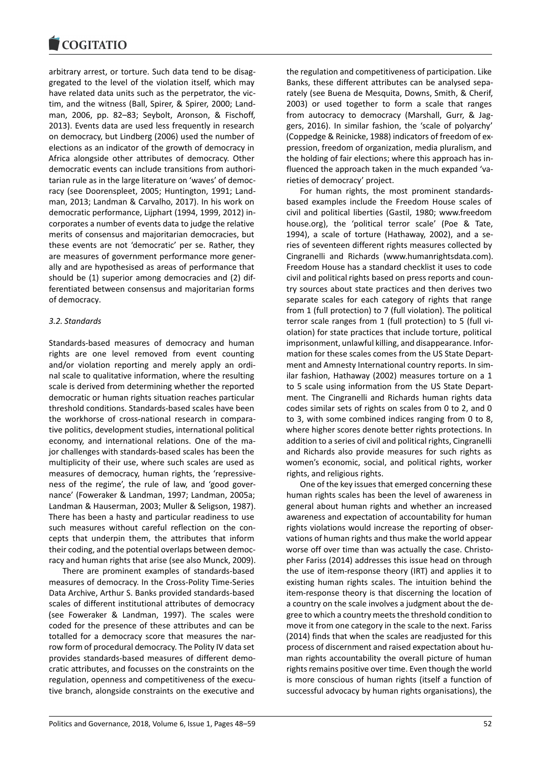arbitrary arrest, or torture. Such data tend to be disaggregated to the level of the violation itself, which may have related data units such as the perpetrator, the victim, and the witness (Ball, Spirer, & Spirer, 2000; Landman, 2006, pp. 82–83; Seybolt, Aronson, & Fischoff, 2013). Events data are used less frequently in research on democracy, but Lindberg (2006) used the number of elections as an indicator of the growth of democracy in Africa alongside other attributes of democracy. Other democratic events can include transitions from authoritarian rule as in the large literature on 'waves' of democracy (see Doorenspleet, 2005; Huntington, 1991; Landman, 2013; Landman & Carvalho, 2017). In his work on democratic performance, Lijphart (1994, 1999, 2012) incorporates a number of events data to judge the relative merits of consensus and majoritarian democracies, but these events are not 'democratic' per se. Rather, they are measures of government performance more generally and are hypothesised as areas of performance that should be (1) superior among democracies and (2) differentiated between consensus and majoritarian forms of democracy.

### 3.2. Standards

Standards-based measures of democracy and human rights are one level removed from event counting and/or violation reporting and merely apply an ordinal scale to qualitative information, where the resulting scale is derived from determining whether the reported democratic or human rights situation reaches particular threshold conditions. Standards-based scales have been the workhorse of cross-national research in comparative politics, development studies, international political economy, and international relations. One of the major challenges with standards-based scales has been the multiplicity of their use, where such scales are used as measures of democracy, human rights, the 'repressiveness of the regime', the rule of law, and 'good governance' (Foweraker & Landman, 1997; Landman, 2005a; Landman & Hauserman, 2003; Muller & Seligson, 1987). There has been a hasty and particular readiness to use such measures without careful reflection on the concepts that underpin them, the attributes that inform their coding, and the potential overlaps between democracy and human rights that arise (see also Munck, 2009).

There are prominent examples of standards-based measures of democracy. In the Cross-Polity Time-Series Data Archive, Arthur S. Banks provided standards-based scales of different institutional attributes of democracy (see Foweraker & Landman, 1997). The scales were coded for the presence of these attributes and can be totalled for a democracy score that measures the narrow form of procedural democracy. The Polity IV data set provides standards-based measures of different democratic attributes, and focusses on the constraints on the regulation, openness and competitiveness of the executive branch, alongside constraints on the executive and the regulation and competitiveness of participation. Like Banks, these different attributes can be analysed separately (see Buena de Mesquita, Downs, Smith, & Cherif, 2003) or used together to form a scale that ranges from autocracy to democracy (Marshall, Gurr, & Jaggers, 2016). In similar fashion, the 'scale of polyarchy' (Coppedge & Reinicke, 1988) indicators of freedom of expression, freedom of organization, media pluralism, and the holding of fair elections; where this approach has influenced the approach taken in the much expanded 'varieties of democracy' project.

For human rights, the most prominent standards-based examples include the Freedom House scales of civil and political liberties (Gastil, 1980; www.freedomhouse.org), the 'political terror scale' (Poe & Tate, 1994), a scale of torture (Hathaway, 2002), and a series of seventeen different rights measures collected by Cingranelli and Richards (www.humanrightsdata.com). Freedom House has a standard checklist it uses to code civil and political rights based on press reports and country sources about state practices and then derives two separate scales for each category of rights that range from 1 (full protection) to 7 (full violation). The political terror scale ranges from 1 (full protection) to 5 (full violation) for state practices that include torture, political imprisonment, unlawful killing, and disappearance. Information for these scales comes from the US State Department and Amnesty International country reports. In similar fashion, Hathaway (2002) measures torture on a 1 to 5 scale using information from the US State Department. The Cingranelli and Richards human rights data codes similar sets of rights on scales from 0 to 2, and 0 to 3, with some combined indices ranging from 0 to 8, where higher scores denote better rights protections. In addition to a series of civil and political rights, Cingranelli and Richards also provide measures for such rights as women's economic, social, and political rights, worker rights, and religious rights.

One of the key issues that emerged concerning these human rights scales has been the level of awareness in general about human rights and whether an increased awareness and expectation of accountability for human rights violations would increase the reporting of observations of human rights and thus make the world appear worse off over time than was actually the case. Christopher Fariss (2014) addresses this issue head on through the use of item-response theory (IRT) and applies it to existing human rights scales. The intuition behind the item-response theory is that discerning the location of a country on the scale involves a judgment about the degree to which a country meets the threshold condition to move it from one category in the scale to the next. Fariss (2014) finds that when the scales are readjusted for this process of discernment and raised expectation about human rights accountability the overall picture of human rights remains positive over time. Even though the world is more conscious of human rights (itself a function of successful advocacy by human rights organisations), the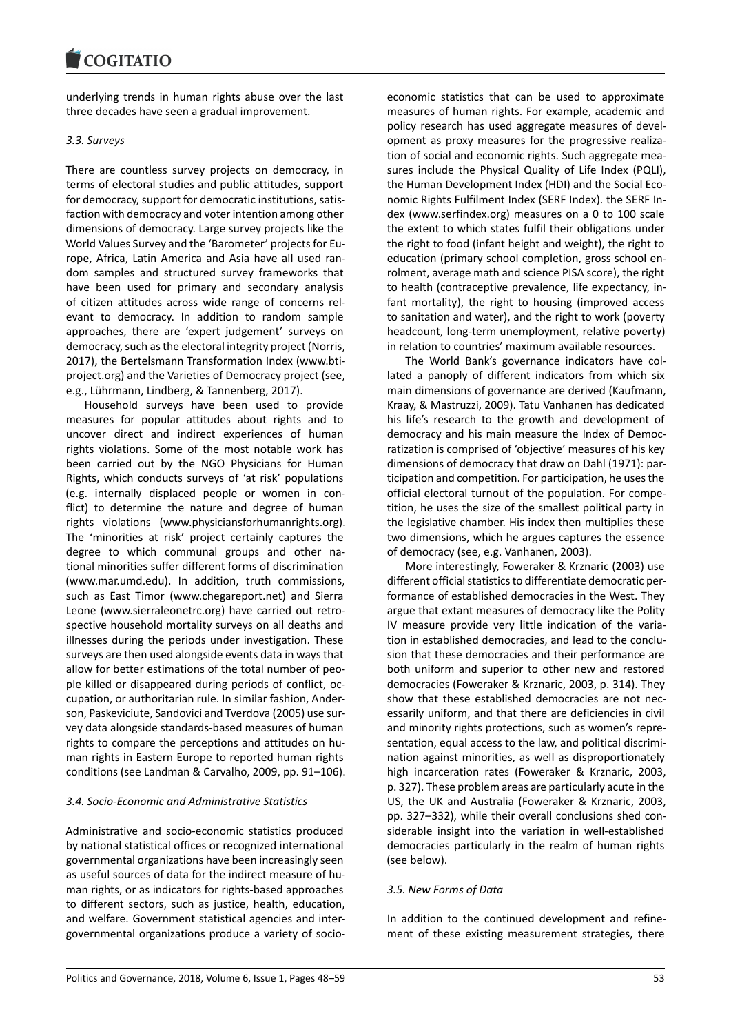underlying trends in human rights abuse over the last three decades have seen a gradual improvement.

### *3.3. Surveys*

There are countless survey projects on democracy, in terms of electoral studies and public attitudes, support for democracy, support for democratic institutions, satisfaction with democracy and voter intention among other dimensions of democracy. Large survey projects like the World Values Survey and the 'Barometer' projects for Europe, Africa, Latin America and Asia have all used random samples and structured survey frameworks that have been used for primary and secondary analysis of citizen attitudes across wide range of concerns relevant to democracy. In addition to random sample approaches, there are 'expert judgement' surveys on democracy, such as the electoral integrity project (Norris, 2017), the Bertelsmann Transformation Index (www.bti-project.org) and the Varieties of Democracy project (see, e.g., Lührmann, Lindberg, & Tannenberg, 2017).

Household surveys have been used to provide measures for popular attitudes about rights and to uncover direct and indirect experiences of human rights violations. Some of the most notable work has been carried out by the NGO Physicians for Human Rights, which conducts surveys of 'at risk' populations (e.g. internally displaced people or women in conflict) to determine the nature and degree of human rights violations (www.physiciansforhumanrights.org). The 'minorities at risk' project certainly captures the degree to which communal groups and other national minorities suffer different forms of discrimination (www.mar.umd.edu). In addition, truth commissions, such as East Timor (www.chegareport.net) and Sierra Leone (www.sierraleonetrc.org) have carried out retrospective household mortality surveys on all deaths and illnesses during the periods under investigation. These surveys are then used alongside events data in ways that allow for better estimations of the total number of people killed or disappeared during periods of conflict, occupation, or authoritarian rule. In similar fashion, Anderson, Paskeviciute, Sandovici and Tverdova (2005) use survey data alongside standards-based measures of human rights to compare the perceptions and attitudes on human rights in Eastern Europe to reported human rights conditions (see Landman & Carvalho, 2009, pp. 91–106).

### *3.4. Socio-Economic and Administrative Statistics*

Administrative and socio-economic statistics produced by national statistical offices or recognized international governmental organizations have been increasingly seen as useful sources of data for the indirect measure of human rights, or as indicators for rights-based approaches to different sectors, such as justice, health, education, and welfare. Government statistical agencies and intergovernmental organizations produce a variety of socio-economic statistics that can be used to approximate measures of human rights. For example, academic and policy research has used aggregate measures of development as proxy measures for the progressive realization of social and economic rights. Such aggregate measures include the Physical Quality of Life Index (PQLI), the Human Development Index (HDI) and the Social Economic Rights Fulfilment Index (SERF Index). the SERF Index (www.serfindex.org) measures on a 0 to 100 scale the extent to which states fulfil their obligations under the right to food (infant height and weight), the right to education (primary school completion, gross school enrolment, average math and science PISA score), the right to health (contraceptive prevalence, life expectancy, infant mortality), the right to housing (improved access to sanitation and water), and the right to work (poverty headcount, long-term unemployment, relative poverty) in relation to countries' maximum available resources.

The World Bank's governance indicators have collated a panoply of different indicators from which six main dimensions of governance are derived (Kaufmann, Kraay, & Mastruzzi, 2009). Tatu Vanhanen has dedicated his life's research to the growth and development of democracy and his main measure the Index of Democratization is comprised of 'objective' measures of his key dimensions of democracy that draw on Dahl (1971): participation and competition. For participation, he uses the official electoral turnout of the population. For competition, he uses the size of the smallest political party in the legislative chamber. His index then multiplies these two dimensions, which he argues captures the essence of democracy (see, e.g. Vanhanen, 2003).

More interestingly, Foweraker & Krznaric (2003) use different official statistics to differentiate democratic performance of established democracies in the West. They argue that extant measures of democracy like the Polity IV measure provide very little indication of the variation in established democracies, and lead to the conclusion that these democracies and their performance are both uniform and superior to other new and restored democracies (Foweraker & Krznaric, 2003, p. 314). They show that these established democracies are not necessarily uniform, and that there are deficiencies in civil and minority rights protections, such as women's representation, equal access to the law, and political discrimination against minorities, as well as disproportionately high incarceration rates (Foweraker & Krznaric, 2003, p. 327). These problem areas are particularly acute in the US, the UK and Australia (Foweraker & Krznaric, 2003, pp. 327–332), while their overall conclusions shed considerable insight into the variation in well-established democracies particularly in the realm of human rights (see below).

### *3.5. New Forms of Data*

In addition to the continued development and refinement of these existing measurement strategies, there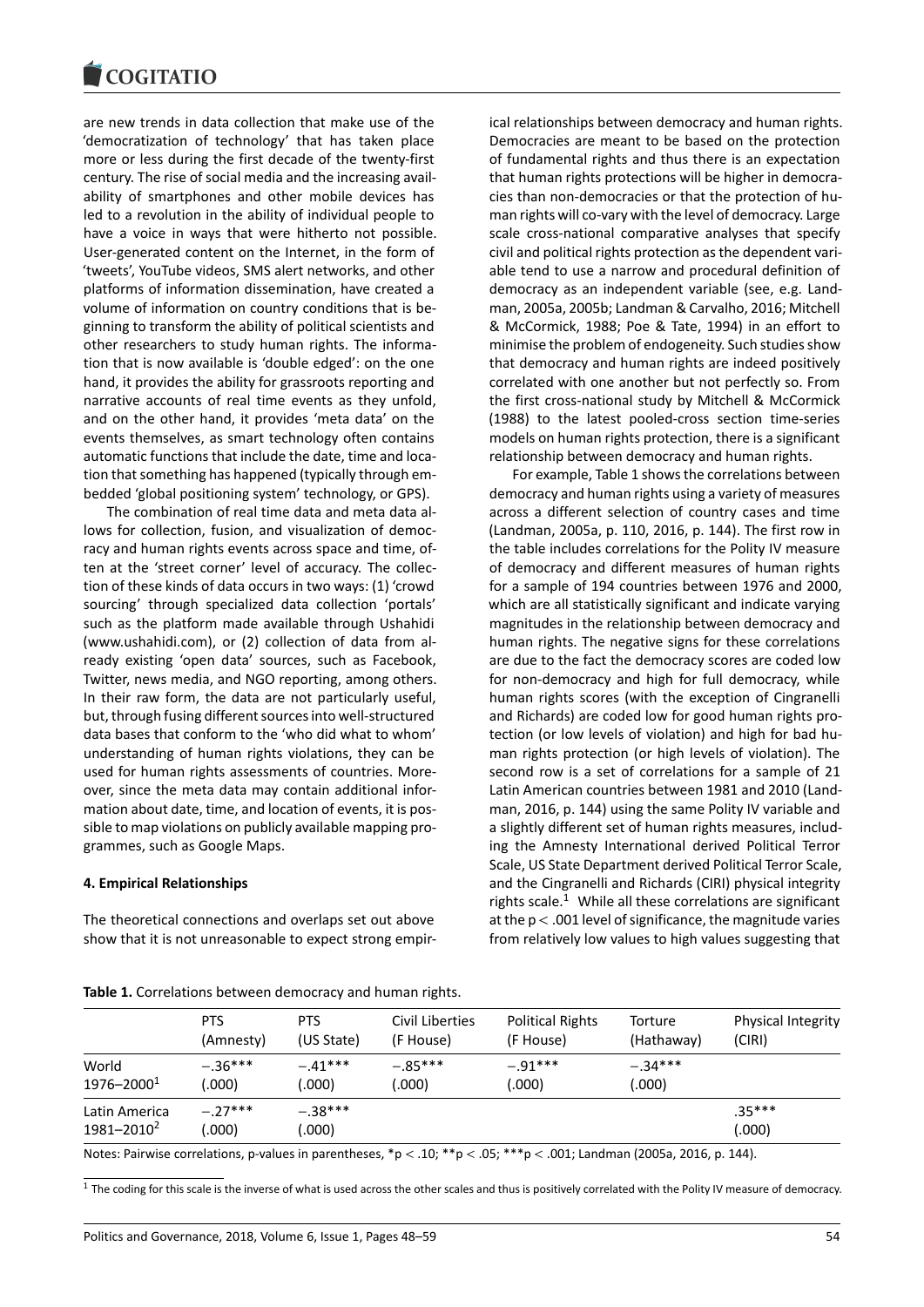are new trends in data collection that make use of the 'democratization of technology' that has taken place more or less during the first decade of the twenty-first century. The rise of social media and the increasing availability of smartphones and other mobile devices has led to a revolution in the ability of individual people to have a voice in ways that were hitherto not possible. User-generated content on the Internet, in the form of 'tweets', YouTube videos, SMS alert networks, and other platforms of information dissemination, have created a volume of information on country conditions that is beginning to transform the ability of political scientists and other researchers to study human rights. The information that is now available is 'double edged': on the one hand, it provides the ability for grassroots reporting and narrative accounts of real time events as they unfold, and on the other hand, it provides 'meta data' on the events themselves, as smart technology often contains automatic functions that include the date, time and location that something has happened (typically through embedded 'global positioning system' technology, or GPS).

The combination of real time data and meta data allows for collection, fusion, and visualization of democracy and human rights events across space and time, often at the 'street corner' level of accuracy. The collection of these kinds of data occurs in two ways: (1) 'crowd sourcing' through specialized data collection 'portals' such as the platform made available through Ushahidi (www.ushahidi.com), or (2) collection of data from already existing 'open data' sources, such as Facebook, Twitter, news media, and NGO reporting, among others. In their raw form, the data are not particularly useful, but, through fusing different sources into well-structured data bases that conform to the 'who did what to whom' understanding of human rights violations, they can be used for human rights assessments of countries. Moreover, since the meta data may contain additional information about date, time, and location of events, it is possible to map violations on publicly available mapping programmes, such as Google Maps.

## 4. Empirical Relationships

The theoretical connections and overlaps set out above show that it is not unreasonable to expect strong empirical relationships between democracy and human rights. Democracies are meant to be based on the protection of fundamental rights and thus there is an expectation that human rights protections will be higher in democracies than non-democracies or that the protection of human rights will co-vary with the level of democracy. Large scale cross-national comparative analyses that specify civil and political rights protection as the dependent variable tend to use a narrow and procedural definition of democracy as an independent variable (see, e.g. Landman, 2005a, 2005b; Landman & Carvalho, 2016; Mitchell & McCormick, 1988; Poe & Tate, 1994) in an effort to minimise the problem of endogeneity. Such studies show that democracy and human rights are indeed positively correlated with one another but not perfectly so. From the first cross-national study by Mitchell & McCormick (1988) to the latest pooled-cross section time-series models on human rights protection, there is a significant relationship between democracy and human rights.

For example, Table 1 shows the correlations between democracy and human rights using a variety of measures across a different selection of country cases and time (Landman, 2005a, p. 110, 2016, p. 144). The first row in the table includes correlations for the Polity IV measure of democracy and different measures of human rights for a sample of 194 countries between 1976 and 2000, which are all statistically significant and indicate varying magnitudes in the relationship between democracy and human rights. The negative signs for these correlations are due to the fact the democracy scores are coded low for non-democracy and high for full democracy, while human rights scores (with the exception of Cingranelli and Richards) are coded low for good human rights protection (or low levels of violation) and high for bad human rights protection (or high levels of violation). The second row is a set of correlations for a sample of 21 Latin American countries between 1981 and 2010 (Landman, 2016, p. 144) using the same Polity IV variable and a slightly different set of human rights measures, including the Amnesty International derived Political Terror Scale, US State Department derived Political Terror Scale, and the Cingranelli and Richards (CIRI) physical integrity rights scale.[1] While all these correlations are significant at the $p < .001$ level of significance, the magnitude varies from relatively low values to high values suggesting that

**Table 1.** Correlations between democracy and human rights.

| | PTS (Amnesty) | PTS (US State) | Civil Liberties (F House) | Political Rights (F House) | Torture (Hathaway) | Physical Integrity (CIRI) |
|---|---|---|---|---|---|---|
| World 1976–2000[1] | −.36*** (.000) | −.41*** (.000) | −.85*** (.000) | −.91*** (.000) | −.34*** (.000) | |
| Latin America 1981–2010[2] | −.27*** (.000) | −.38*** (.000) | | | | .35*** (.000) |

Notes: Pairwise correlations, p-values in parentheses, *$p < .10$; **$p < .05$; ***$p < .001$; Landman (2005a, 2016, p. 144).

[1] The coding for this scale is the inverse of what is used across the other scales and thus is positively correlated with the Polity IV measure of democracy.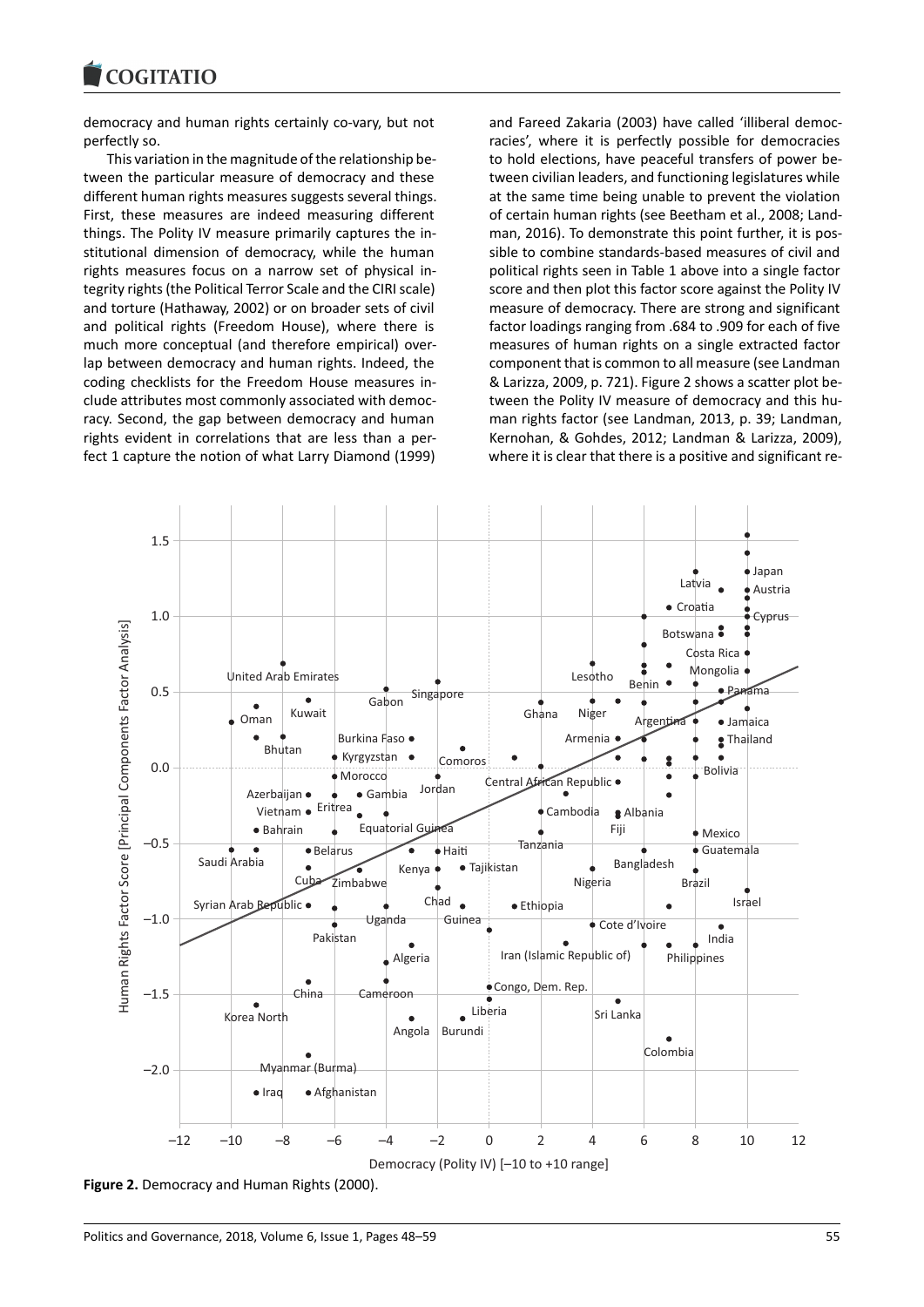democracy and human rights certainly co-vary, but not perfectly so.

This variation in the magnitude of the relationship between the particular measure of democracy and these different human rights measures suggests several things. First, these measures are indeed measuring different things. The Polity IV measure primarily captures the institutional dimension of democracy, while the human rights measures focus on a narrow set of physical integrity rights (the Political Terror Scale and the CIRI scale) and torture (Hathaway, 2002) or on broader sets of civil and political rights (Freedom House), where there is much more conceptual (and therefore empirical) overlap between democracy and human rights. Indeed, the coding checklists for the Freedom House measures include attributes most commonly associated with democracy. Second, the gap between democracy and human rights evident in correlations that are less than a perfect 1 capture the notion of what Larry Diamond (1999) and Fareed Zakaria (2003) have called 'illiberal democracies', where it is perfectly possible for democracies to hold elections, have peaceful transfers of power between civilian leaders, and functioning legislatures while at the same time being unable to prevent the violation of certain human rights (see Beetham et al., 2008; Landman, 2016). To demonstrate this point further, it is possible to combine standards-based measures of civil and political rights seen in Table 1 above into a single factor score and then plot this factor score against the Polity IV measure of democracy. There are strong and significant factor loadings ranging from .684 to .909 for each of five measures of human rights on a single extracted factor component that is common to all measure (see Landman & Larizza, 2009, p. 721). Figure 2 shows a scatter plot between the Polity IV measure of democracy and this human rights factor (see Landman, 2013, p. 39; Landman, Kernohan, & Gohdes, 2012; Landman & Larizza, 2009), where it is clear that there is a positive and significant re-

**Figure 2.** Democracy and Human Rights (2000).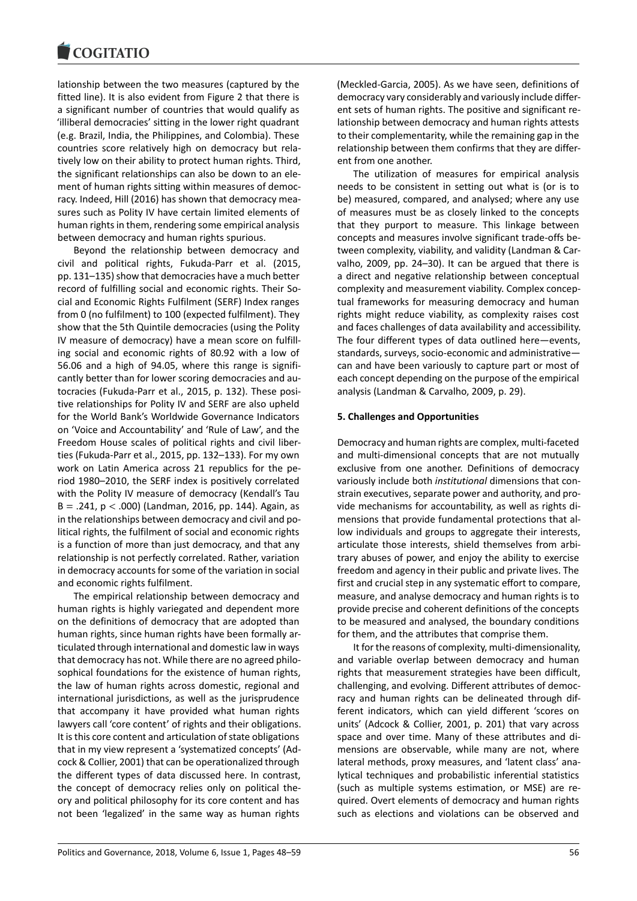lationship between the two measures (captured by the fitted line). It is also evident from Figure 2 that there is a significant number of countries that would qualify as 'illiberal democracies' sitting in the lower right quadrant (e.g. Brazil, India, the Philippines, and Colombia). These countries score relatively high on democracy but relatively low on their ability to protect human rights. Third, the significant relationships can also be down to an element of human rights sitting within measures of democracy. Indeed, Hill (2016) has shown that democracy measures such as Polity IV have certain limited elements of human rights in them, rendering some empirical analysis between democracy and human rights spurious.

Beyond the relationship between democracy and civil and political rights, Fukuda-Parr et al. (2015, pp. 131–135) show that democracies have a much better record of fulfilling social and economic rights. Their Social and Economic Rights Fulfilment (SERF) Index ranges from 0 (no fulfilment) to 100 (expected fulfilment). They show that the 5th Quintile democracies (using the Polity IV measure of democracy) have a mean score on fulfilling social and economic rights of 80.92 with a low of 56.06 and a high of 94.05, where this range is significantly better than for lower scoring democracies and autocracies (Fukuda-Parr et al., 2015, p. 132). These positive relationships for Polity IV and SERF are also upheld for the World Bank's Worldwide Governance Indicators on 'Voice and Accountability' and 'Rule of Law', and the Freedom House scales of political rights and civil liberties (Fukuda-Parr et al., 2015, pp. 132–133). For my own work on Latin America across 21 republics for the period 1980–2010, the SERF index is positively correlated with the Polity IV measure of democracy (Kendall's Tau B = .241, $p < .000$) (Landman, 2016, pp. 144). Again, as in the relationships between democracy and civil and political rights, the fulfilment of social and economic rights is a function of more than just democracy, and that any relationship is not perfectly correlated. Rather, variation in democracy accounts for some of the variation in social and economic rights fulfilment.

The empirical relationship between democracy and human rights is highly variegated and dependent more on the definitions of democracy that are adopted than human rights, since human rights have been formally articulated through international and domestic law in ways that democracy has not. While there are no agreed philosophical foundations for the existence of human rights, the law of human rights across domestic, regional and international jurisdictions, as well as the jurisprudence that accompany it have provided what human rights lawyers call 'core content' of rights and their obligations. It is this core content and articulation of state obligations that in my view represent a 'systematized concepts' (Adcock & Collier, 2001) that can be operationalized through the different types of data discussed here. In contrast, the concept of democracy relies only on political theory and political philosophy for its core content and has not been 'legalized' in the same way as human rights (Meckled-Garcia, 2005). As we have seen, definitions of democracy vary considerably and variously include different sets of human rights. The positive and significant relationship between democracy and human rights attests to their complementarity, while the remaining gap in the relationship between them confirms that they are different from one another.

The utilization of measures for empirical analysis needs to be consistent in setting out what is (or is to be) measured, compared, and analysed; where any use of measures must be as closely linked to the concepts that they purport to measure. This linkage between concepts and measures involve significant trade-offs between complexity, viability, and validity (Landman & Carvalho, 2009, pp. 24–30). It can be argued that there is a direct and negative relationship between conceptual complexity and measurement viability. Complex conceptual frameworks for measuring democracy and human rights might reduce viability, as complexity raises cost and faces challenges of data availability and accessibility. The four different types of data outlined here—events, standards, surveys, socio-economic and administrative—can and have been variously to capture part or most of each concept depending on the purpose of the empirical analysis (Landman & Carvalho, 2009, p. 29).

## 5. Challenges and Opportunities

Democracy and human rights are complex, multi-faceted and multi-dimensional concepts that are not mutually exclusive from one another. Definitions of democracy variously include both *institutional* dimensions that constrain executives, separate power and authority, and provide mechanisms for accountability, as well as rights dimensions that provide fundamental protections that allow individuals and groups to aggregate their interests, articulate those interests, shield themselves from arbitrary abuses of power, and enjoy the ability to exercise freedom and agency in their public and private lives. The first and crucial step in any systematic effort to compare, measure, and analyse democracy and human rights is to provide precise and coherent definitions of the concepts to be measured and analysed, the boundary conditions for them, and the attributes that comprise them.

It for the reasons of complexity, multi-dimensionality, and variable overlap between democracy and human rights that measurement strategies have been difficult, challenging, and evolving. Different attributes of democracy and human rights can be delineated through different indicators, which can yield different 'scores on units' (Adcock & Collier, 2001, p. 201) that vary across space and over time. Many of these attributes and dimensions are observable, while many are not, where lateral methods, proxy measures, and 'latent class' analytical techniques and probabilistic inferential statistics (such as multiple systems estimation, or MSE) are required. Overt elements of democracy and human rights such as elections and violations can be observed and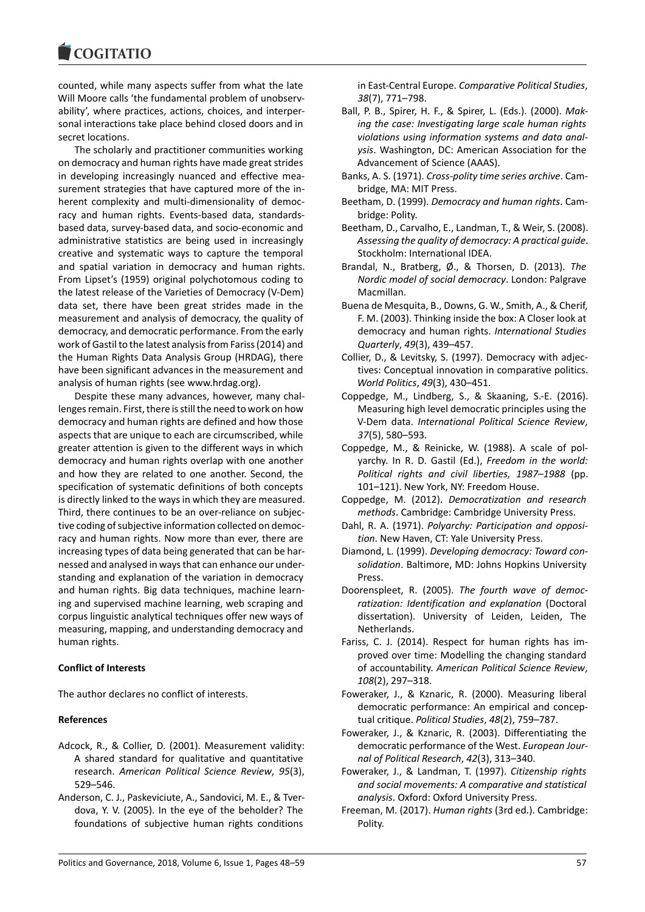counted, while many aspects suffer from what the late Will Moore calls 'the fundamental problem of unobservability', where practices, actions, choices, and interpersonal interactions take place behind closed doors and in secret locations.

The scholarly and practitioner communities working on democracy and human rights have made great strides in developing increasingly nuanced and effective measurement strategies that have captured more of the inherent complexity and multi-dimensionality of democracy and human rights. Events-based data, standards-based data, survey-based data, and socio-economic and administrative statistics are being used in increasingly creative and systematic ways to capture the temporal and spatial variation in democracy and human rights. From Lipset's (1959) original polychotomous coding to the latest release of the Varieties of Democracy (V-Dem) data set, there have been great strides made in the measurement and analysis of democracy, the quality of democracy, and democratic performance. From the early work of Gastil to the latest analysis from Fariss (2014) and the Human Rights Data Analysis Group (HRDAG), there have been significant advances in the measurement and analysis of human rights (see www.hrdag.org).

Despite these many advances, however, many challenges remain. First, there is still the need to work on how democracy and human rights are defined and how those aspects that are unique to each are circumscribed, while greater attention is given to the different ways in which democracy and human rights overlap with one another and how they are related to one another. Second, the specification of systematic definitions of both concepts is directly linked to the ways in which they are measured. Third, there continues to be an over-reliance on subjective coding of subjective information collected on democracy and human rights. Now more than ever, there are increasing types of data being generated that can be harnessed and analysed in ways that can enhance our understanding and explanation of the variation in democracy and human rights. Big data techniques, machine learning and supervised machine learning, web scraping and corpus linguistic analytical techniques offer new ways of measuring, mapping, and understanding democracy and human rights.

**Conflict of Interests**

The author declares no conflict of interests.

**References**

Adcock, R., & Collier, D. (2001). Measurement validity: A shared standard for qualitative and quantitative research. *American Political Science Review*, *95*(3), 529–546.

Anderson, C. J., Paskeviciute, A., Sandovici, M. E., & Tverdova, Y. V. (2005). In the eye of the beholder? The foundations of subjective human rights conditions in East-Central Europe. *Comparative Political Studies*, *38*(7), 771–798.

Ball, P. B., Spirer, H. F., & Spirer, L. (Eds.). (2000). *Making the case: Investigating large scale human rights violations using information systems and data analysis*. Washington, DC: American Association for the Advancement of Science (AAAS).

Banks, A. S. (1971). *Cross-polity time series archive*. Cambridge, MA: MIT Press.

Beetham, D. (1999). *Democracy and human rights*. Cambridge: Polity.

Beetham, D., Carvalho, E., Landman, T., & Weir, S. (2008). *Assessing the quality of democracy: A practical guide*. Stockholm: International IDEA.

Brandal, N., Bratberg, Ø., & Thorsen, D. (2013). *The Nordic model of social democracy*. London: Palgrave Macmillan.

Buena de Mesquita, B., Downs, G. W., Smith, A., & Cherif, F. M. (2003). Thinking inside the box: A Closer look at democracy and human rights. *International Studies Quarterly*, *49*(3), 439–457.

Collier, D., & Levitsky, S. (1997). Democracy with adjectives: Conceptual innovation in comparative politics. *World Politics*, *49*(3), 430–451.

Coppedge, M., Lindberg, S., & Skaaning, S.-E. (2016). Measuring high level democratic principles using the V-Dem data. *International Political Science Review*, *37*(5), 580–593.

Coppedge, M., & Reinicke, W. (1988). A scale of polyarchy. In R. D. Gastil (Ed.), *Freedom in the world: Political rights and civil liberties, 1987–1988* (pp. 101–121). New York, NY: Freedom House.

Coppedge, M. (2012). *Democratization and research methods*. Cambridge: Cambridge University Press.

Dahl, R. A. (1971). *Polyarchy: Participation and opposition*. New Haven, CT: Yale University Press.

Diamond, L. (1999). *Developing democracy: Toward consolidation*. Baltimore, MD: Johns Hopkins University Press.

Doorenspleet, R. (2005). *The fourth wave of democratization: Identification and explanation* (Doctoral dissertation). University of Leiden, Leiden, The Netherlands.

Fariss, C. J. (2014). Respect for human rights has improved over time: Modelling the changing standard of accountability. *American Political Science Review*, *108*(2), 297–318.

Foweraker, J., & Kznaric, R. (2000). Measuring liberal democratic performance: An empirical and conceptual critique. *Political Studies*, *48*(2), 759–787.

Foweraker, J., & Kznaric, R. (2003). Differentiating the democratic performance of the West. *European Journal of Political Research*, *42*(3), 313–340.

Foweraker, J., & Landman, T. (1997). *Citizenship rights and social movements: A comparative and statistical analysis*. Oxford: Oxford University Press.

Freeman, M. (2017). *Human rights* (3rd ed.). Cambridge: Polity.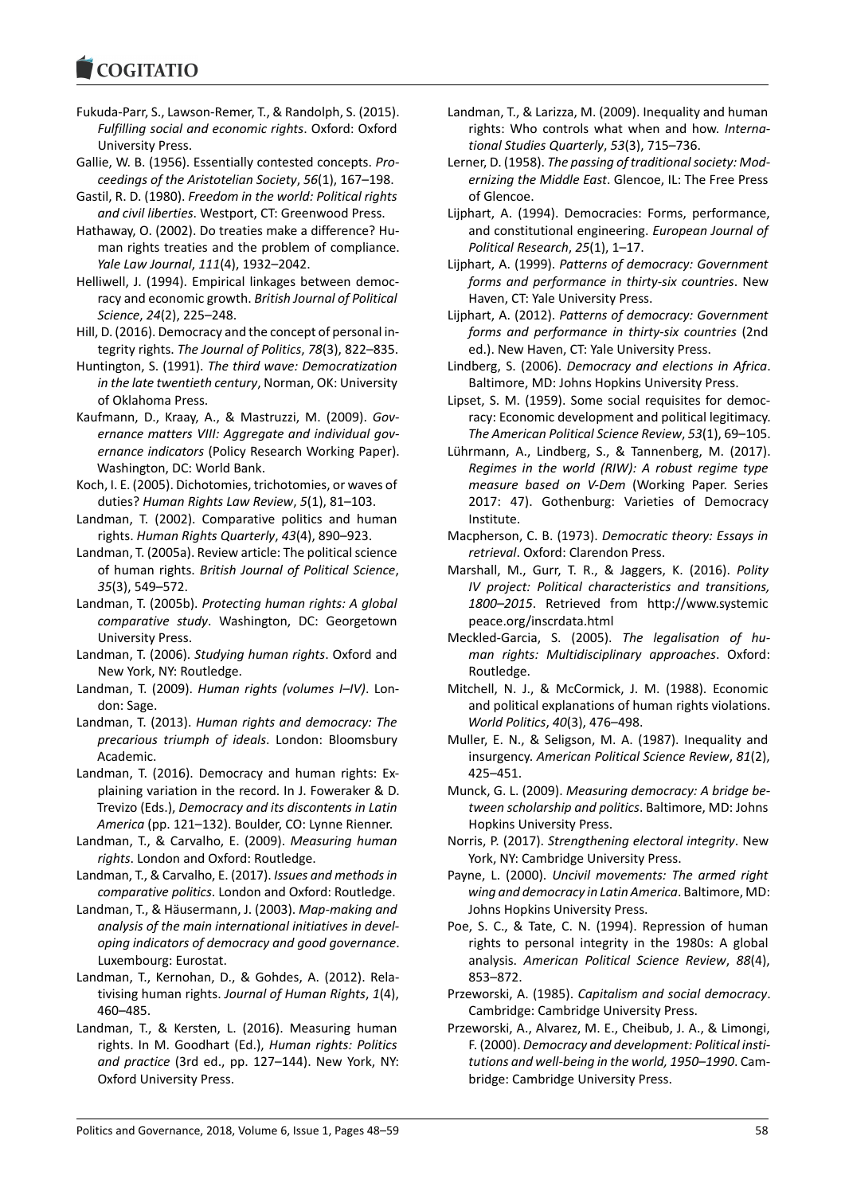Fukuda-Parr, S., Lawson-Remer, T., & Randolph, S. (2015). *Fulfilling social and economic rights*. Oxford: Oxford University Press.

Gallie, W. B. (1956). Essentially contested concepts. *Proceedings of the Aristotelian Society*, *56*(1), 167–198.

Gastil, R. D. (1980). *Freedom in the world: Political rights and civil liberties*. Westport, CT: Greenwood Press.

Hathaway, O. (2002). Do treaties make a difference? Human rights treaties and the problem of compliance. *Yale Law Journal*, *111*(4), 1932–2042.

Helliwell, J. (1994). Empirical linkages between democracy and economic growth. *British Journal of Political Science*, *24*(2), 225–248.

Hill, D. (2016). Democracy and the concept of personal integrity rights. *The Journal of Politics*, *78*(3), 822–835.

Huntington, S. (1991). *The third wave: Democratization in the late twentieth century*, Norman, OK: University of Oklahoma Press.

Kaufmann, D., Kraay, A., & Mastruzzi, M. (2009). *Governance matters VIII: Aggregate and individual governance indicators* (Policy Research Working Paper). Washington, DC: World Bank.

Koch, I. E. (2005). Dichotomies, trichotomies, or waves of duties? *Human Rights Law Review*, *5*(1), 81–103.

Landman, T. (2002). Comparative politics and human rights. *Human Rights Quarterly*, *43*(4), 890–923.

Landman, T. (2005a). Review article: The political science of human rights. *British Journal of Political Science*, *35*(3), 549–572.

Landman, T. (2005b). *Protecting human rights: A global comparative study*. Washington, DC: Georgetown University Press.

Landman, T. (2006). *Studying human rights*. Oxford and New York, NY: Routledge.

Landman, T. (2009). *Human rights (volumes I–IV)*. London: Sage.

Landman, T. (2013). *Human rights and democracy: The precarious triumph of ideals*. London: Bloomsbury Academic.

Landman, T. (2016). Democracy and human rights: Explaining variation in the record. In J. Foweraker & D. Trevizo (Eds.), *Democracy and its discontents in Latin America* (pp. 121–132). Boulder, CO: Lynne Rienner.

Landman, T., & Carvalho, E. (2009). *Measuring human rights*. London and Oxford: Routledge.

Landman, T., & Carvalho, E. (2017). *Issues and methods in comparative politics*. London and Oxford: Routledge.

Landman, T., & Häusermann, J. (2003). *Map-making and analysis of the main international initiatives in developing indicators of democracy and good governance*. Luxembourg: Eurostat.

Landman, T., Kernohan, D., & Gohdes, A. (2012). Relativising human rights. *Journal of Human Rights*, *1*(4), 460–485.

Landman, T., & Kersten, L. (2016). Measuring human rights. In M. Goodhart (Ed.), *Human rights: Politics and practice* (3rd ed., pp. 127–144). New York, NY: Oxford University Press.

Landman, T., & Larizza, M. (2009). Inequality and human rights: Who controls what when and how. *International Studies Quarterly*, *53*(3), 715–736.

Lerner, D. (1958). *The passing of traditional society: Modernizing the Middle East*. Glencoe, IL: The Free Press of Glencoe.

Lijphart, A. (1994). Democracies: Forms, performance, and constitutional engineering. *European Journal of Political Research*, *25*(1), 1–17.

Lijphart, A. (1999). *Patterns of democracy: Government forms and performance in thirty-six countries*. New Haven, CT: Yale University Press.

Lijphart, A. (2012). *Patterns of democracy: Government forms and performance in thirty-six countries* (2nd ed.). New Haven, CT: Yale University Press.

Lindberg, S. (2006). *Democracy and elections in Africa*. Baltimore, MD: Johns Hopkins University Press.

Lipset, S. M. (1959). Some social requisites for democracy: Economic development and political legitimacy. *The American Political Science Review*, *53*(1), 69–105.

Lührmann, A., Lindberg, S., & Tannenberg, M. (2017). *Regimes in the world (RIW): A robust regime type measure based on V-Dem* (Working Paper. Series 2017: 47). Gothenburg: Varieties of Democracy Institute.

Macpherson, C. B. (1973). *Democratic theory: Essays in retrieval*. Oxford: Clarendon Press.

Marshall, M., Gurr, T. R., & Jaggers, K. (2016). *Polity IV project: Political characteristics and transitions, 1800–2015*. Retrieved from http://www.systemicpeace.org/inscrdata.html

Meckled-Garcia, S. (2005). *The legalisation of human rights: Multidisciplinary approaches*. Oxford: Routledge.

Mitchell, N. J., & McCormick, J. M. (1988). Economic and political explanations of human rights violations. *World Politics*, *40*(3), 476–498.

Muller, E. N., & Seligson, M. A. (1987). Inequality and insurgency. *American Political Science Review*, *81*(2), 425–451.

Munck, G. L. (2009). *Measuring democracy: A bridge between scholarship and politics*. Baltimore, MD: Johns Hopkins University Press.

Norris, P. (2017). *Strengthening electoral integrity*. New York, NY: Cambridge University Press.

Payne, L. (2000). *Uncivil movements: The armed right wing and democracy in Latin America*. Baltimore, MD: Johns Hopkins University Press.

Poe, S. C., & Tate, C. N. (1994). Repression of human rights to personal integrity in the 1980s: A global analysis. *American Political Science Review*, *88*(4), 853–872.

Przeworski, A. (1985). *Capitalism and social democracy*. Cambridge: Cambridge University Press.

Przeworski, A., Alvarez, M. E., Cheibub, J. A., & Limongi, F. (2000). *Democracy and development: Political institutions and well-being in the world, 1950–1990*. Cambridge: Cambridge University Press.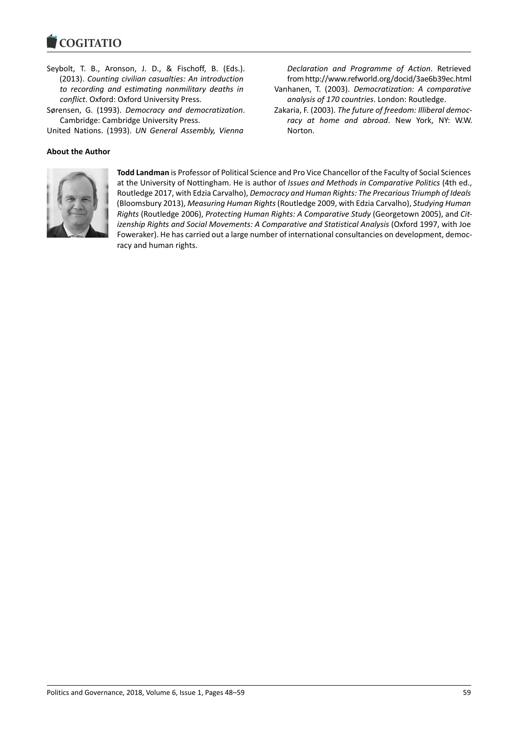Seybolt, T. B., Aronson, J. D., & Fischoff, B. (Eds.). (2013). *Counting civilian casualties: An introduction to recording and estimating nonmilitary deaths in conflict*. Oxford: Oxford University Press.

Sørensen, G. (1993). *Democracy and democratization*. Cambridge: Cambridge University Press.

United Nations. (1993). *UN General Assembly, Vienna Declaration and Programme of Action*. Retrieved from http://www.refworld.org/docid/3ae6b39ec.html

Vanhanen, T. (2003). *Democratization: A comparative analysis of 170 countries*. London: Routledge.

Zakaria, F. (2003). *The future of freedom: Illiberal democracy at home and abroad*. New York, NY: W.W. Norton.

**About the Author**

**Todd Landman** is Professor of Political Science and Pro Vice Chancellor of the Faculty of Social Sciences at the University of Nottingham. He is author of *Issues and Methods in Comparative Politics* (4th ed., Routledge 2017, with Edzia Carvalho), *Democracy and Human Rights: The Precarious Triumph of Ideals* (Bloomsbury 2013), *Measuring Human Rights* (Routledge 2009, with Edzia Carvalho), *Studying Human Rights* (Routledge 2006), *Protecting Human Rights: A Comparative Study* (Georgetown 2005), and *Citizenship Rights and Social Movements: A Comparative and Statistical Analysis* (Oxford 1997, with Joe Foweraker). He has carried out a large number of international consultancies on development, democracy and human rights.